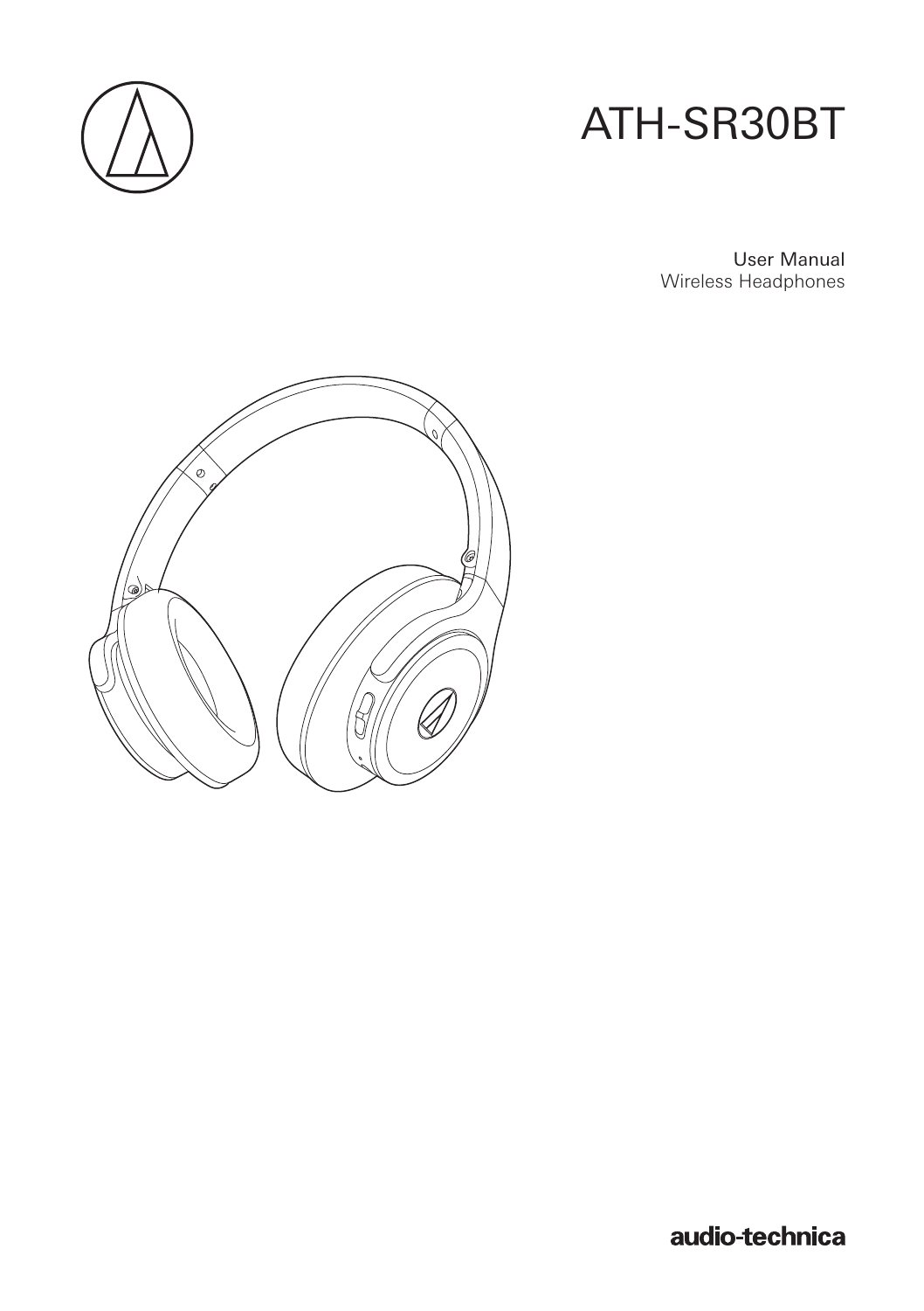# ATH-SR30BT

User Manual
Wireless Headphones

audio-technica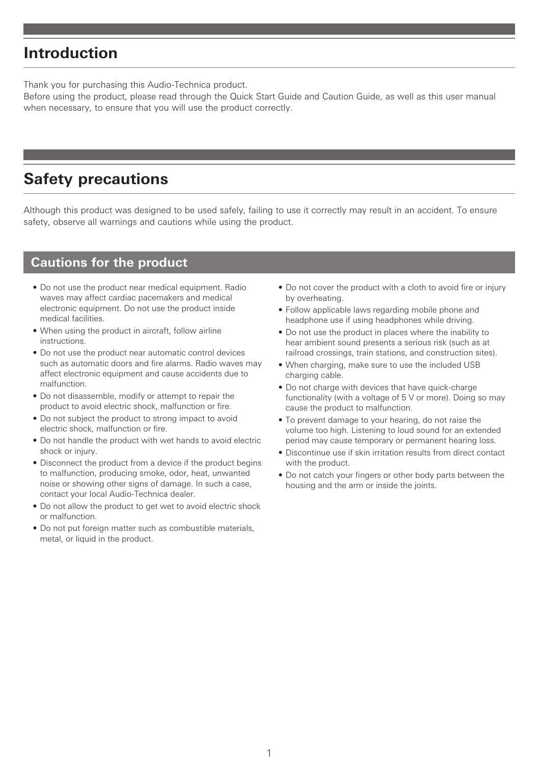# Introduction

Thank you for purchasing this Audio-Technica product.
Before using the product, please read through the Quick Start Guide and Caution Guide, as well as this user manual when necessary, to ensure that you will use the product correctly.

# Safety precautions

Although this product was designed to be used safely, failing to use it correctly may result in an accident. To ensure safety, observe all warnings and cautions while using the product.

## Cautions for the product

- Do not use the product near medical equipment. Radio waves may affect cardiac pacemakers and medical electronic equipment. Do not use the product inside medical facilities.
- When using the product in aircraft, follow airline instructions.
- Do not use the product near automatic control devices such as automatic doors and fire alarms. Radio waves may affect electronic equipment and cause accidents due to malfunction.
- Do not disassemble, modify or attempt to repair the product to avoid electric shock, malfunction or fire.
- Do not subject the product to strong impact to avoid electric shock, malfunction or fire.
- Do not handle the product with wet hands to avoid electric shock or injury.
- Disconnect the product from a device if the product begins to malfunction, producing smoke, odor, heat, unwanted noise or showing other signs of damage. In such a case, contact your local Audio-Technica dealer.
- Do not allow the product to get wet to avoid electric shock or malfunction.
- Do not put foreign matter such as combustible materials, metal, or liquid in the product.
- Do not cover the product with a cloth to avoid fire or injury by overheating.
- Follow applicable laws regarding mobile phone and headphone use if using headphones while driving.
- Do not use the product in places where the inability to hear ambient sound presents a serious risk (such as at railroad crossings, train stations, and construction sites).
- When charging, make sure to use the included USB charging cable.
- Do not charge with devices that have quick-charge functionality (with a voltage of 5 V or more). Doing so may cause the product to malfunction.
- To prevent damage to your hearing, do not raise the volume too high. Listening to loud sound for an extended period may cause temporary or permanent hearing loss.
- Discontinue use if skin irritation results from direct contact with the product.
- Do not catch your fingers or other body parts between the housing and the arm or inside the joints.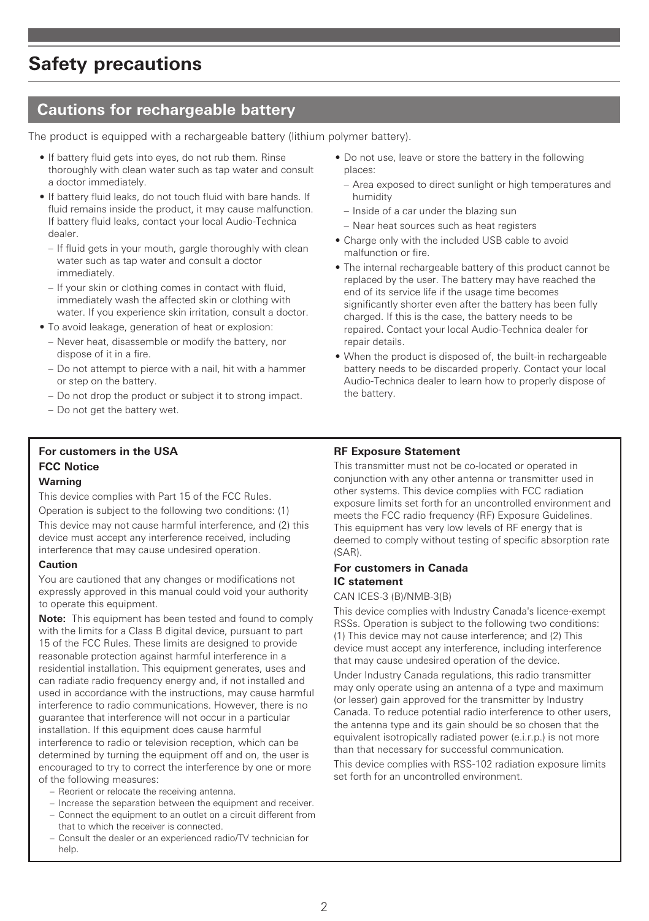# Safety precautions

## Cautions for rechargeable battery

The product is equipped with a rechargeable battery (lithium polymer battery).

- If battery fluid gets into eyes, do not rub them. Rinse thoroughly with clean water such as tap water and consult a doctor immediately.
- If battery fluid leaks, do not touch fluid with bare hands. If fluid remains inside the product, it may cause malfunction. If battery fluid leaks, contact your local Audio-Technica dealer.
  - If fluid gets in your mouth, gargle thoroughly with clean water such as tap water and consult a doctor immediately.
  - If your skin or clothing comes in contact with fluid, immediately wash the affected skin or clothing with water. If you experience skin irritation, consult a doctor.
- To avoid leakage, generation of heat or explosion:
  - Never heat, disassemble or modify the battery, nor dispose of it in a fire.
  - Do not attempt to pierce with a nail, hit with a hammer or step on the battery.
  - Do not drop the product or subject it to strong impact.
  - Do not get the battery wet.
- Do not use, leave or store the battery in the following places:
  - Area exposed to direct sunlight or high temperatures and humidity
  - Inside of a car under the blazing sun
  - Near heat sources such as heat registers
- Charge only with the included USB cable to avoid malfunction or fire.
- The internal rechargeable battery of this product cannot be replaced by the user. The battery may have reached the end of its service life if the usage time becomes significantly shorter even after the battery has been fully charged. If this is the case, the battery needs to be repaired. Contact your local Audio-Technica dealer for repair details.
- When the product is disposed of, the built-in rechargeable battery needs to be discarded properly. Contact your local Audio-Technica dealer to learn how to properly dispose of the battery.

**For customers in the USA**

**FCC Notice**

**Warning**

This device complies with Part 15 of the FCC Rules.

Operation is subject to the following two conditions: (1) This device may not cause harmful interference, and (2) this device must accept any interference received, including interference that may cause undesired operation.

**Caution**

You are cautioned that any changes or modifications not expressly approved in this manual could void your authority to operate this equipment.

**Note:** This equipment has been tested and found to comply with the limits for a Class B digital device, pursuant to part 15 of the FCC Rules. These limits are designed to provide reasonable protection against harmful interference in a residential installation. This equipment generates, uses and can radiate radio frequency energy and, if not installed and used in accordance with the instructions, may cause harmful interference to radio communications. However, there is no guarantee that interference will not occur in a particular installation. If this equipment does cause harmful interference to radio or television reception, which can be determined by turning the equipment off and on, the user is encouraged to try to correct the interference by one or more of the following measures:

- Reorient or relocate the receiving antenna.
- Increase the separation between the equipment and receiver.
- Connect the equipment to an outlet on a circuit different from that to which the receiver is connected.
- Consult the dealer or an experienced radio/TV technician for help.

**RF Exposure Statement**

This transmitter must not be co-located or operated in conjunction with any other antenna or transmitter used in other systems. This device complies with FCC radiation exposure limits set forth for an uncontrolled environment and meets the FCC radio frequency (RF) Exposure Guidelines. This equipment has very low levels of RF energy that is deemed to comply without testing of specific absorption rate (SAR).

**For customers in Canada**

**IC statement**

CAN ICES-3 (B)/NMB-3(B)

This device complies with Industry Canada's licence-exempt RSSs. Operation is subject to the following two conditions: (1) This device may not cause interference; and (2) This device must accept any interference, including interference that may cause undesired operation of the device.

Under Industry Canada regulations, this radio transmitter may only operate using an antenna of a type and maximum (or lesser) gain approved for the transmitter by Industry Canada. To reduce potential radio interference to other users, the antenna type and its gain should be so chosen that the equivalent isotropically radiated power (e.i.r.p.) is not more than that necessary for successful communication.

This device complies with RSS-102 radiation exposure limits set forth for an uncontrolled environment.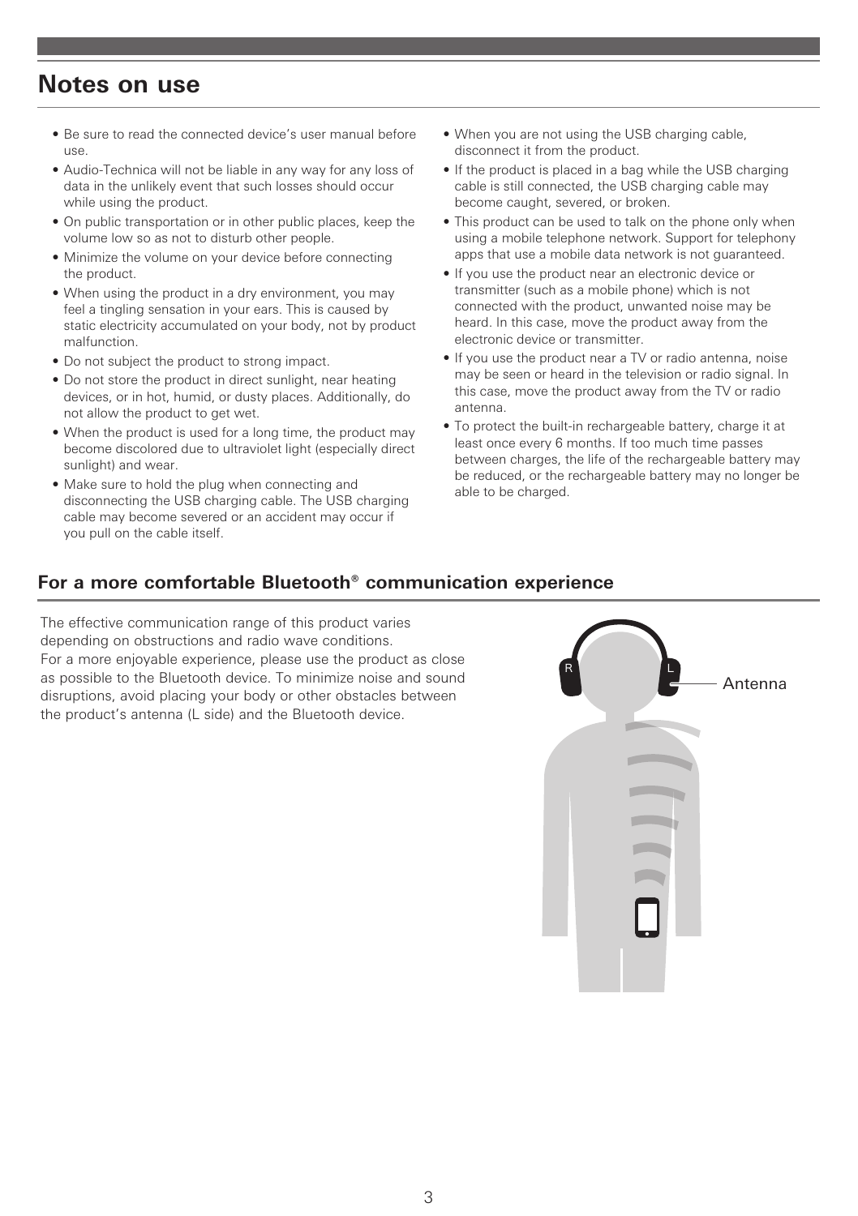# Notes on use

- Be sure to read the connected device's user manual before use.
- Audio-Technica will not be liable in any way for any loss of data in the unlikely event that such losses should occur while using the product.
- On public transportation or in other public places, keep the volume low so as not to disturb other people.
- Minimize the volume on your device before connecting the product.
- When using the product in a dry environment, you may feel a tingling sensation in your ears. This is caused by static electricity accumulated on your body, not by product malfunction.
- Do not subject the product to strong impact.
- Do not store the product in direct sunlight, near heating devices, or in hot, humid, or dusty places. Additionally, do not allow the product to get wet.
- When the product is used for a long time, the product may become discolored due to ultraviolet light (especially direct sunlight) and wear.
- Make sure to hold the plug when connecting and disconnecting the USB charging cable. The USB charging cable may become severed or an accident may occur if you pull on the cable itself.
- When you are not using the USB charging cable, disconnect it from the product.
- If the product is placed in a bag while the USB charging cable is still connected, the USB charging cable may become caught, severed, or broken.
- This product can be used to talk on the phone only when using a mobile telephone network. Support for telephony apps that use a mobile data network is not guaranteed.
- If you use the product near an electronic device or transmitter (such as a mobile phone) which is not connected with the product, unwanted noise may be heard. In this case, move the product away from the electronic device or transmitter.
- If you use the product near a TV or radio antenna, noise may be seen or heard in the television or radio signal. In this case, move the product away from the TV or radio antenna.
- To protect the built-in rechargeable battery, charge it at least once every 6 months. If too much time passes between charges, the life of the rechargeable battery may be reduced, or the rechargeable battery may no longer be able to be charged.

## For a more comfortable Bluetooth® communication experience

The effective communication range of this product varies depending on obstructions and radio wave conditions.
For a more enjoyable experience, please use the product as close as possible to the Bluetooth device. To minimize noise and sound disruptions, avoid placing your body or other obstacles between the product's antenna (L side) and the Bluetooth device.

R L Antenna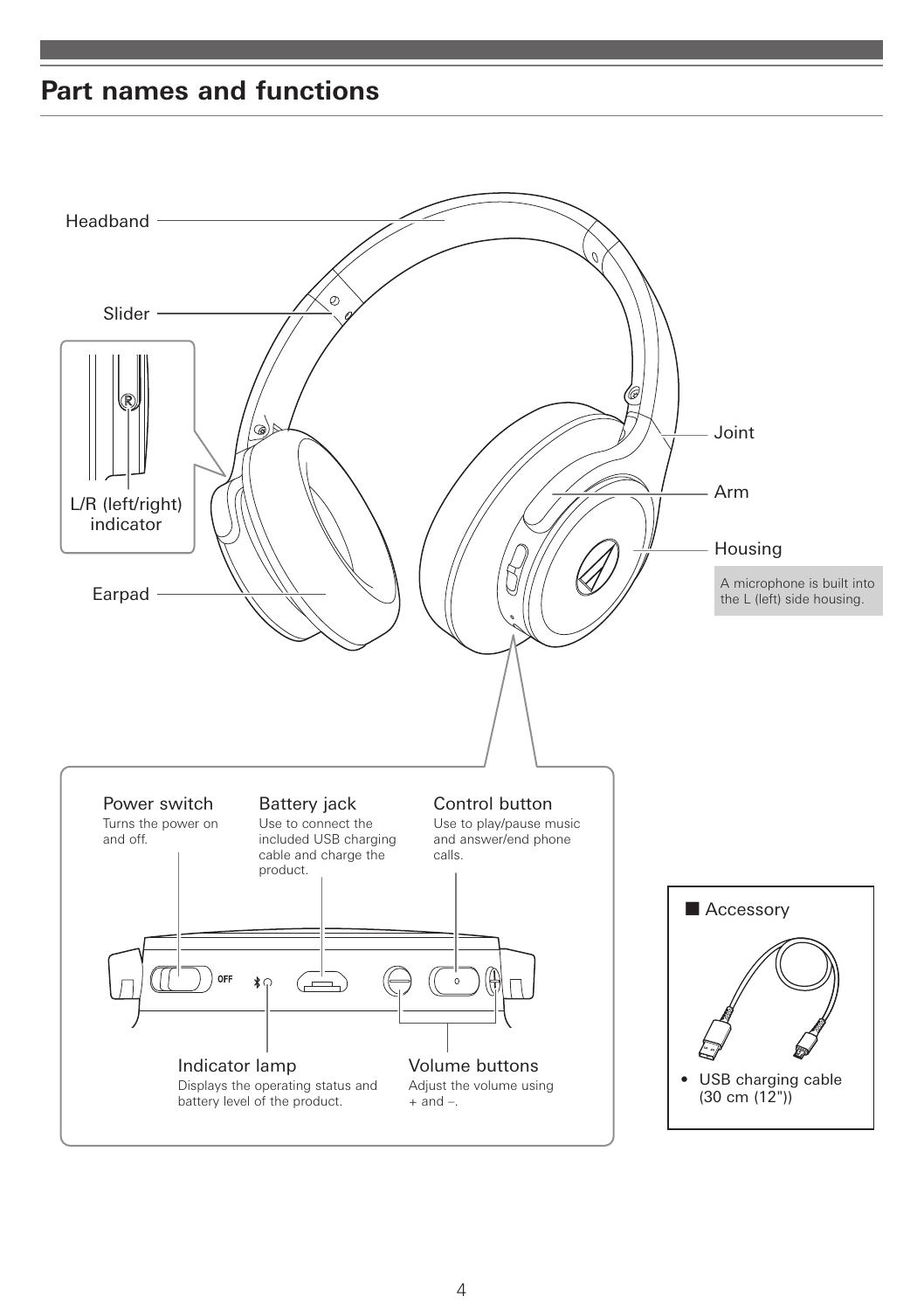## Part names and functions

Headband

Slider

L/R (left/right) indicator

Earpad

Joint

Arm

Housing

A microphone is built into the L (left) side housing.

**Power switch**
Turns the power on and off.

**Battery jack**
Use to connect the included USB charging cable and charge the product.

**Control button**
Use to play/pause music and answer/end phone calls.

**Indicator lamp**
Displays the operating status and battery level of the product.

**Volume buttons**
Adjust the volume using + and –.

■ Accessory

- USB charging cable (30 cm (12"))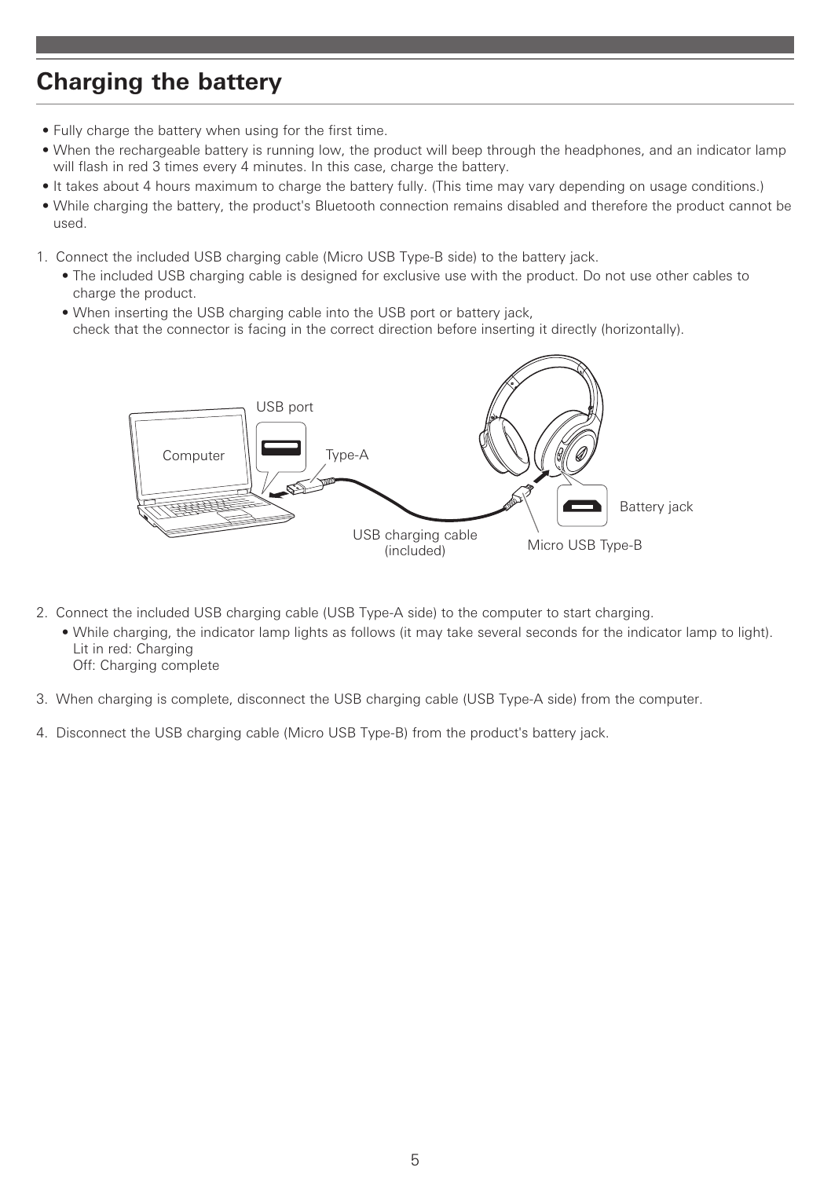## Charging the battery

- Fully charge the battery when using for the first time.
- When the rechargeable battery is running low, the product will beep through the headphones, and an indicator lamp will flash in red 3 times every 4 minutes. In this case, charge the battery.
- It takes about 4 hours maximum to charge the battery fully. (This time may vary depending on usage conditions.)
- While charging the battery, the product's Bluetooth connection remains disabled and therefore the product cannot be used.

1. Connect the included USB charging cable (Micro USB Type-B side) to the battery jack.
   - The included USB charging cable is designed for exclusive use with the product. Do not use other cables to charge the product.
   - When inserting the USB charging cable into the USB port or battery jack, check that the connector is facing in the correct direction before inserting it directly (horizontally).

2. Connect the included USB charging cable (USB Type-A side) to the computer to start charging.
   - While charging, the indicator lamp lights as follows (it may take several seconds for the indicator lamp to light).
     Lit in red: Charging
     Off: Charging complete

3. When charging is complete, disconnect the USB charging cable (USB Type-A side) from the computer.

4. Disconnect the USB charging cable (Micro USB Type-B) from the product's battery jack.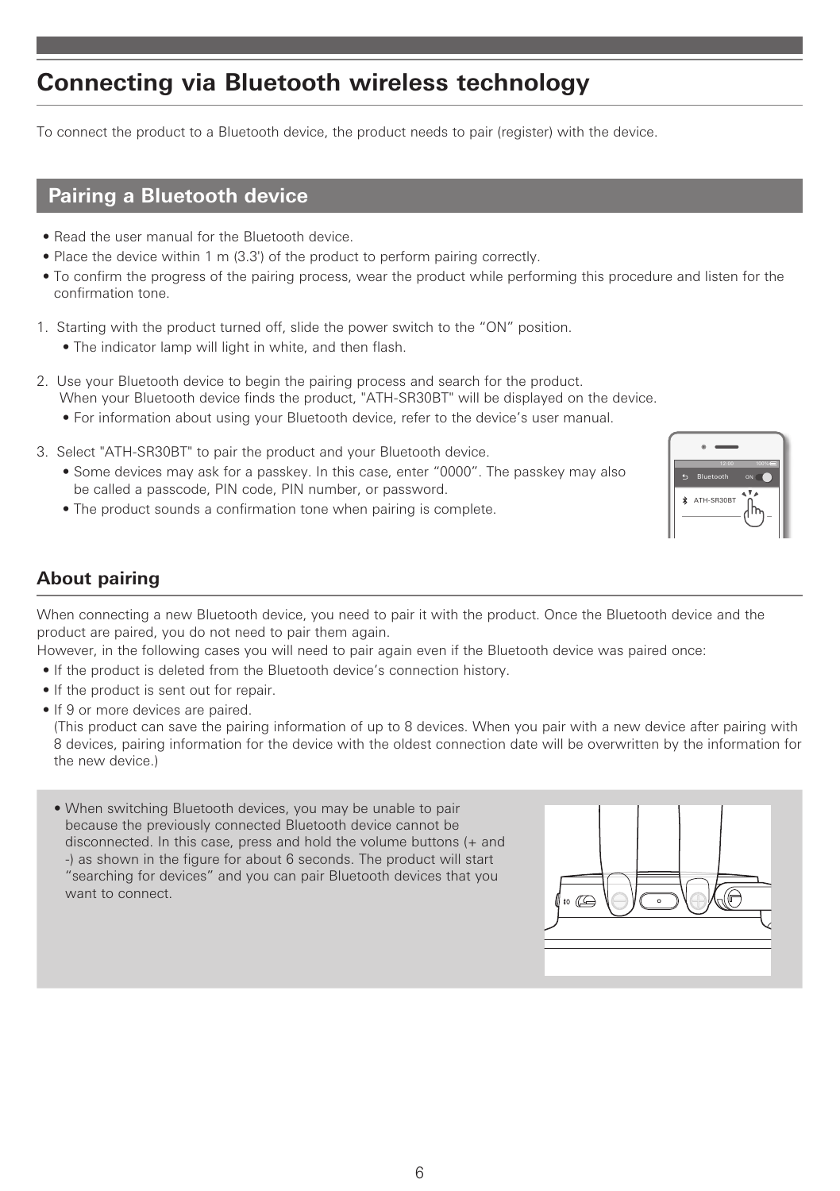# Connecting via Bluetooth wireless technology

To connect the product to a Bluetooth device, the product needs to pair (register) with the device.

## Pairing a Bluetooth device

- Read the user manual for the Bluetooth device.
- Place the device within 1 m (3.3') of the product to perform pairing correctly.
- To confirm the progress of the pairing process, wear the product while performing this procedure and listen for the confirmation tone.

1. Starting with the product turned off, slide the power switch to the “ON” position.
   - The indicator lamp will light in white, and then flash.

2. Use your Bluetooth device to begin the pairing process and search for the product.
   When your Bluetooth device finds the product, "ATH-SR30BT" will be displayed on the device.
   - For information about using your Bluetooth device, refer to the device’s user manual.

3. Select "ATH-SR30BT" to pair the product and your Bluetooth device.
   - Some devices may ask for a passkey. In this case, enter “0000”. The passkey may also be called a passcode, PIN code, PIN number, or password.
   - The product sounds a confirmation tone when pairing is complete.

### About pairing

When connecting a new Bluetooth device, you need to pair it with the product. Once the Bluetooth device and the product are paired, you do not need to pair them again.
However, in the following cases you will need to pair again even if the Bluetooth device was paired once:

- If the product is deleted from the Bluetooth device’s connection history.
- If the product is sent out for repair.
- If 9 or more devices are paired.
  (This product can save the pairing information of up to 8 devices. When you pair with a new device after pairing with 8 devices, pairing information for the device with the oldest connection date will be overwritten by the information for the new device.)

- When switching Bluetooth devices, you may be unable to pair because the previously connected Bluetooth device cannot be disconnected. In this case, press and hold the volume buttons (+ and -) as shown in the figure for about 6 seconds. The product will start “searching for devices” and you can pair Bluetooth devices that you want to connect.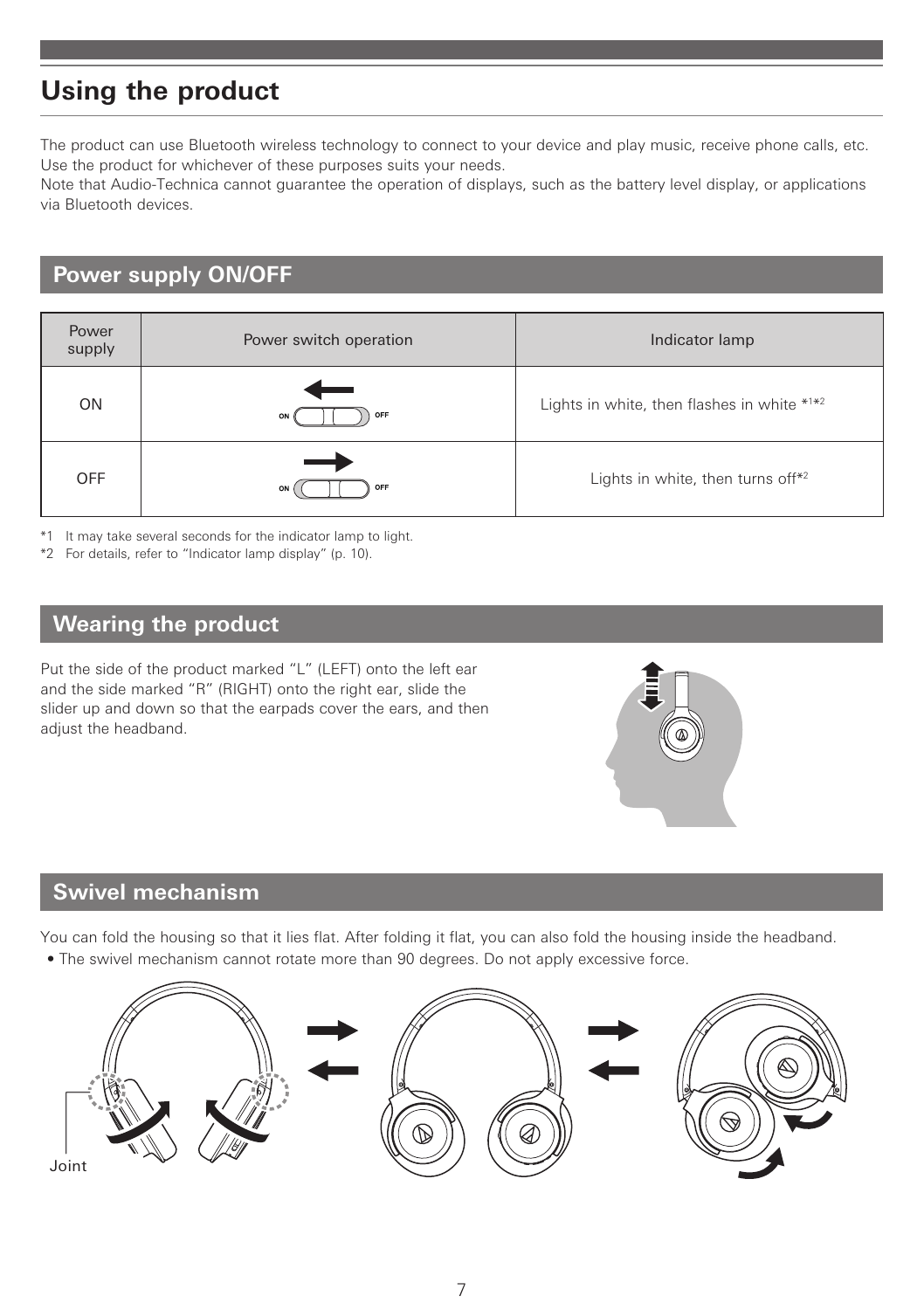# Using the product

The product can use Bluetooth wireless technology to connect to your device and play music, receive phone calls, etc. Use the product for whichever of these purposes suits your needs.
Note that Audio-Technica cannot guarantee the operation of displays, such as the battery level display, or applications via Bluetooth devices.

## Power supply ON/OFF

| Power supply | Power switch operation | Indicator lamp |
|---|---|---|
| ON | ON ← OFF | Lights in white, then flashes in white *1*2 |
| OFF | ON → OFF | Lights in white, then turns off*2 |

*1 It may take several seconds for the indicator lamp to light.
*2 For details, refer to "Indicator lamp display" (p. 10).

## Wearing the product

Put the side of the product marked "L" (LEFT) onto the left ear and the side marked "R" (RIGHT) onto the right ear, slide the slider up and down so that the earpads cover the ears, and then adjust the headband.

## Swivel mechanism

You can fold the housing so that it lies flat. After folding it flat, you can also fold the housing inside the headband.

- The swivel mechanism cannot rotate more than 90 degrees. Do not apply excessive force.

Joint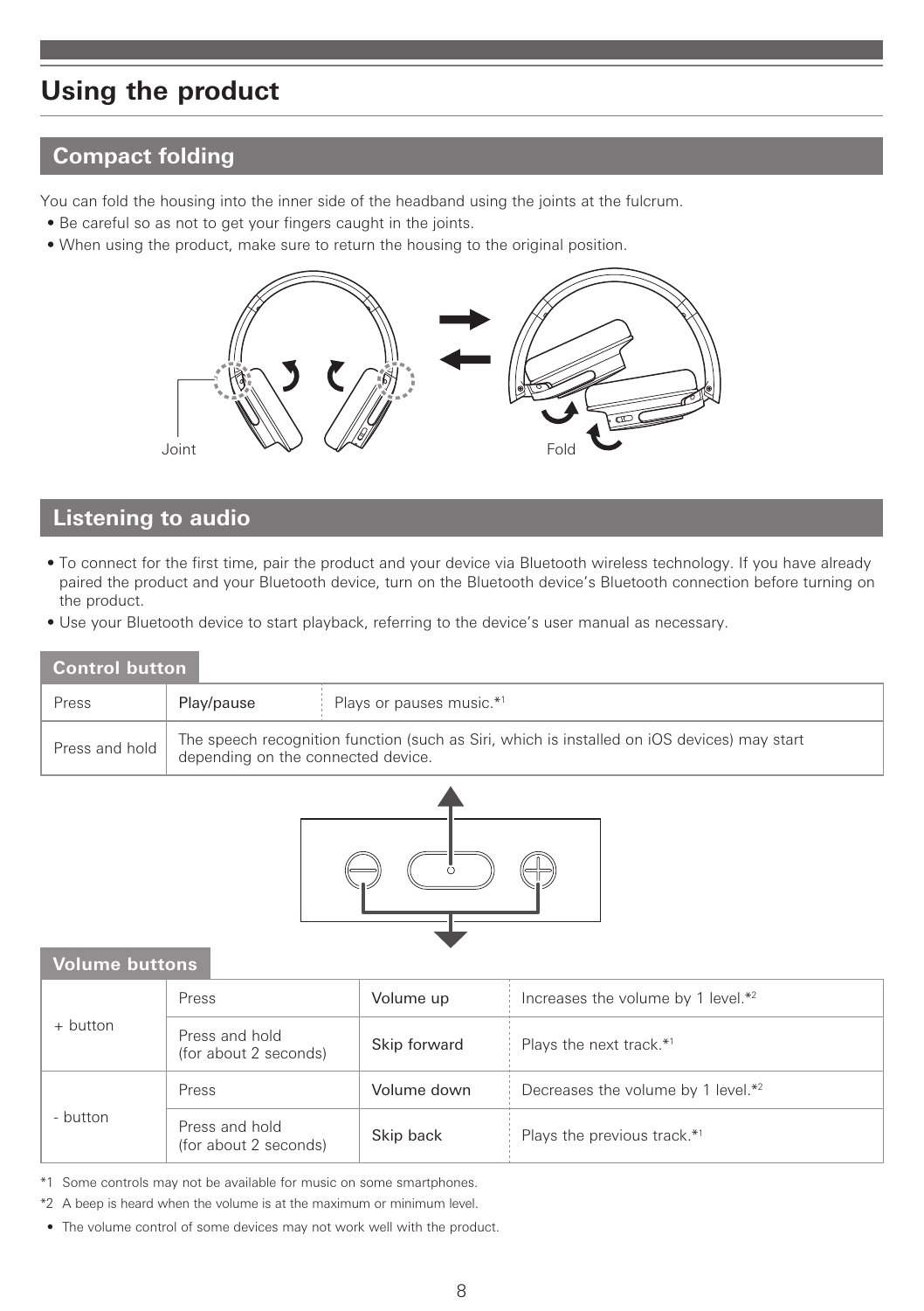# Using the product

## Compact folding

You can fold the housing into the inner side of the headband using the joints at the fulcrum.

- Be careful so as not to get your fingers caught in the joints.
- When using the product, make sure to return the housing to the original position.

Joint

Fold

## Listening to audio

- To connect for the first time, pair the product and your device via Bluetooth wireless technology. If you have already paired the product and your Bluetooth device, turn on the Bluetooth device's Bluetooth connection before turning on the product.
- Use your Bluetooth device to start playback, referring to the device's user manual as necessary.

### Control button

| | | |
|---|---|---|
| Press | Play/pause | Plays or pauses music.*1 |
| Press and hold | The speech recognition function (such as Siri, which is installed on iOS devices) may start depending on the connected device. | |

### Volume buttons

| | | | |
|---|---|---|---|
| + button | Press | Volume up | Increases the volume by 1 level.*2 |
| | Press and hold (for about 2 seconds) | Skip forward | Plays the next track.*1 |
| - button | Press | Volume down | Decreases the volume by 1 level.*2 |
| | Press and hold (for about 2 seconds) | Skip back | Plays the previous track.*1 |

*1 Some controls may not be available for music on some smartphones.

*2 A beep is heard when the volume is at the maximum or minimum level.

- The volume control of some devices may not work well with the product.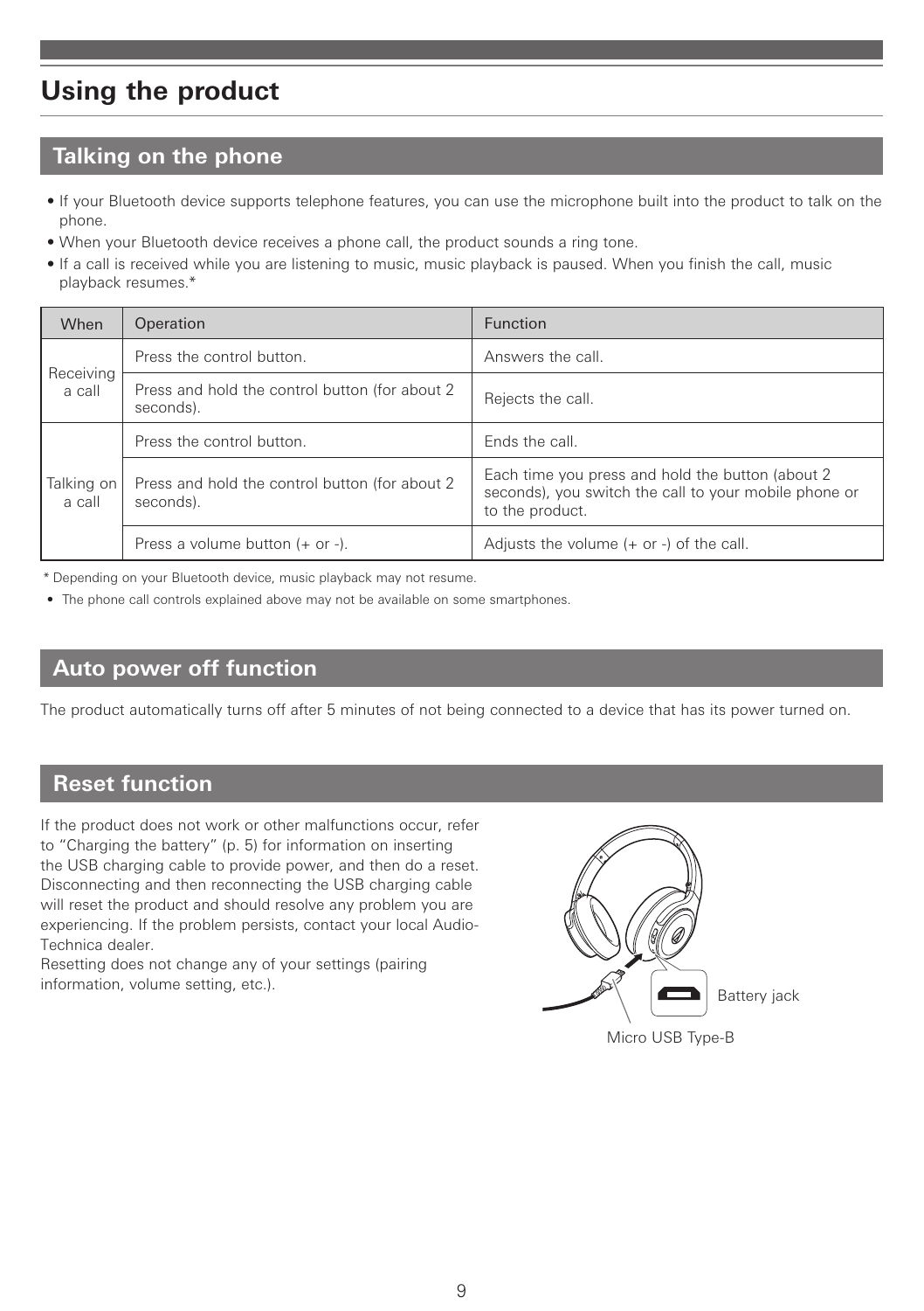# Using the product

## Talking on the phone

- If your Bluetooth device supports telephone features, you can use the microphone built into the product to talk on the phone.
- When your Bluetooth device receives a phone call, the product sounds a ring tone.
- If a call is received while you are listening to music, music playback is paused. When you finish the call, music playback resumes.*

| When | Operation | Function |
|---|---|---|
| Receiving a call | Press the control button. | Answers the call. |
| | Press and hold the control button (for about 2 seconds). | Rejects the call. |
| Talking on a call | Press the control button. | Ends the call. |
| | Press and hold the control button (for about 2 seconds). | Each time you press and hold the button (about 2 seconds), you switch the call to your mobile phone or to the product. |
| | Press a volume button (+ or -). | Adjusts the volume (+ or -) of the call. |

* Depending on your Bluetooth device, music playback may not resume.

- The phone call controls explained above may not be available on some smartphones.

## Auto power off function

The product automatically turns off after 5 minutes of not being connected to a device that has its power turned on.

## Reset function

If the product does not work or other malfunctions occur, refer to “Charging the battery” (p. 5) for information on inserting the USB charging cable to provide power, and then do a reset. Disconnecting and then reconnecting the USB charging cable will reset the product and should resolve any problem you are experiencing. If the problem persists, contact your local Audio-Technica dealer.
Resetting does not change any of your settings (pairing information, volume setting, etc.).

Battery jack

Micro USB Type-B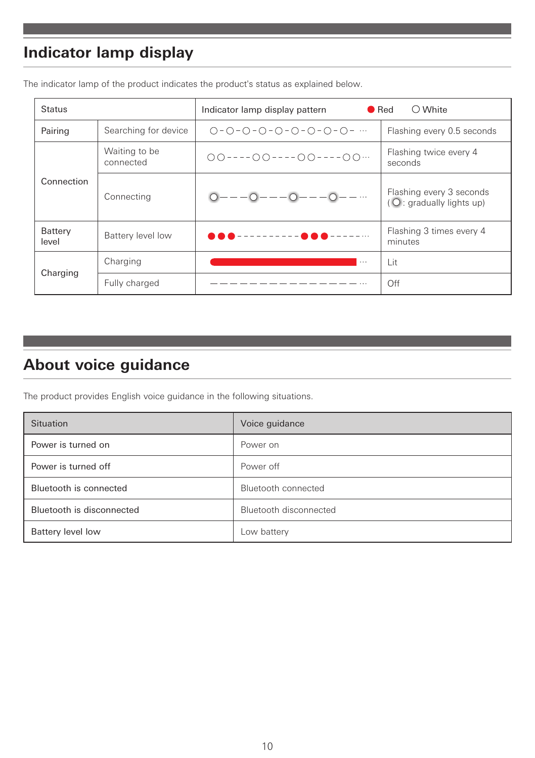## Indicator lamp display

The indicator lamp of the product indicates the product's status as explained below.

| Status | | Indicator lamp display pattern ● Red ○ White | |
|---|---|---|---|
| Pairing | Searching for device | ○-○-○-○-○-○-○-○-○- ··· | Flashing every 0.5 seconds |
| Connection | Waiting to be connected | ○○----○○----○○----○○··· | Flashing twice every 4 seconds |
| | Connecting | ○———○———○———○——··· | Flashing every 3 seconds (○: gradually lights up) |
| Battery level | Battery level low | ●●●----------●●●------··· | Flashing 3 times every 4 minutes |
| Charging | Charging | ━━━━━━━━━━━━━━━━ ··· | Lit |
| | Fully charged | ———————————————··· | Off |

## About voice guidance

The product provides English voice guidance in the following situations.

| Situation | Voice guidance |
|---|---|
| Power is turned on | Power on |
| Power is turned off | Power off |
| Bluetooth is connected | Bluetooth connected |
| Bluetooth is disconnected | Bluetooth disconnected |
| Battery level low | Low battery |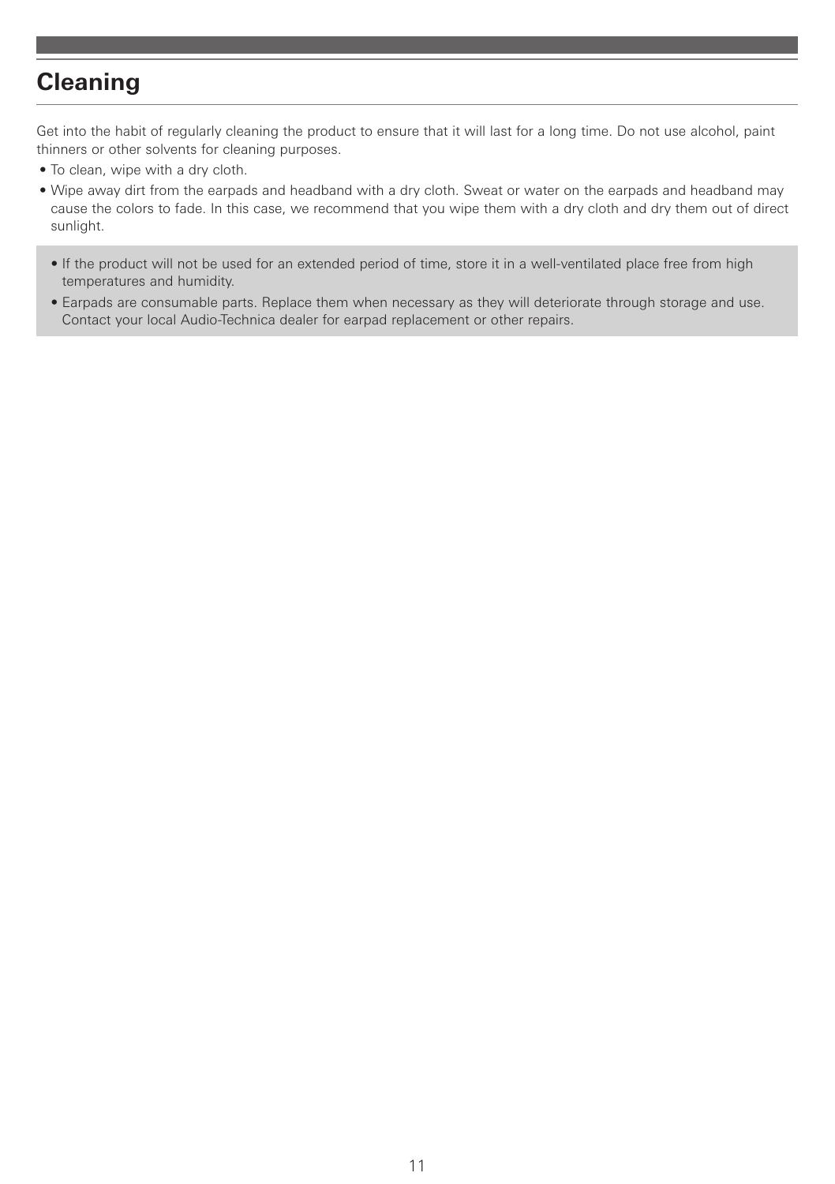## Cleaning

Get into the habit of regularly cleaning the product to ensure that it will last for a long time. Do not use alcohol, paint thinners or other solvents for cleaning purposes.

- To clean, wipe with a dry cloth.
- Wipe away dirt from the earpads and headband with a dry cloth. Sweat or water on the earpads and headband may cause the colors to fade. In this case, we recommend that you wipe them with a dry cloth and dry them out of direct sunlight.

- If the product will not be used for an extended period of time, store it in a well-ventilated place free from high temperatures and humidity.
- Earpads are consumable parts. Replace them when necessary as they will deteriorate through storage and use. Contact your local Audio-Technica dealer for earpad replacement or other repairs.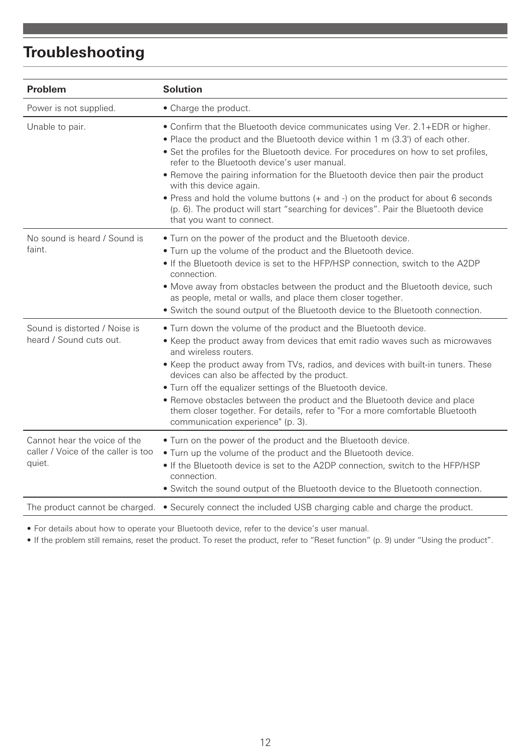# Troubleshooting

| Problem | Solution |
|---|---|
| Power is not supplied. | • Charge the product. |
| Unable to pair. | • Confirm that the Bluetooth device communicates using Ver. 2.1+EDR or higher.<br>• Place the product and the Bluetooth device within 1 m (3.3') of each other.<br>• Set the profiles for the Bluetooth device. For procedures on how to set profiles, refer to the Bluetooth device's user manual.<br>• Remove the pairing information for the Bluetooth device then pair the product with this device again.<br>• Press and hold the volume buttons (+ and -) on the product for about 6 seconds (p. 6). The product will start "searching for devices". Pair the Bluetooth device that you want to connect. |
| No sound is heard / Sound is faint. | • Turn on the power of the product and the Bluetooth device.<br>• Turn up the volume of the product and the Bluetooth device.<br>• If the Bluetooth device is set to the HFP/HSP connection, switch to the A2DP connection.<br>• Move away from obstacles between the product and the Bluetooth device, such as people, metal or walls, and place them closer together.<br>• Switch the sound output of the Bluetooth device to the Bluetooth connection. |
| Sound is distorted / Noise is heard / Sound cuts out. | • Turn down the volume of the product and the Bluetooth device.<br>• Keep the product away from devices that emit radio waves such as microwaves and wireless routers.<br>• Keep the product away from TVs, radios, and devices with built-in tuners. These devices can also be affected by the product.<br>• Turn off the equalizer settings of the Bluetooth device.<br>• Remove obstacles between the product and the Bluetooth device and place them closer together. For details, refer to "For a more comfortable Bluetooth communication experience" (p. 3). |
| Cannot hear the voice of the caller / Voice of the caller is too quiet. | • Turn on the power of the product and the Bluetooth device.<br>• Turn up the volume of the product and the Bluetooth device.<br>• If the Bluetooth device is set to the A2DP connection, switch to the HFP/HSP connection.<br>• Switch the sound output of the Bluetooth device to the Bluetooth connection. |
| The product cannot be charged. | • Securely connect the included USB charging cable and charge the product. |

- For details about how to operate your Bluetooth device, refer to the device's user manual.
- If the problem still remains, reset the product. To reset the product, refer to "Reset function" (p. 9) under "Using the product".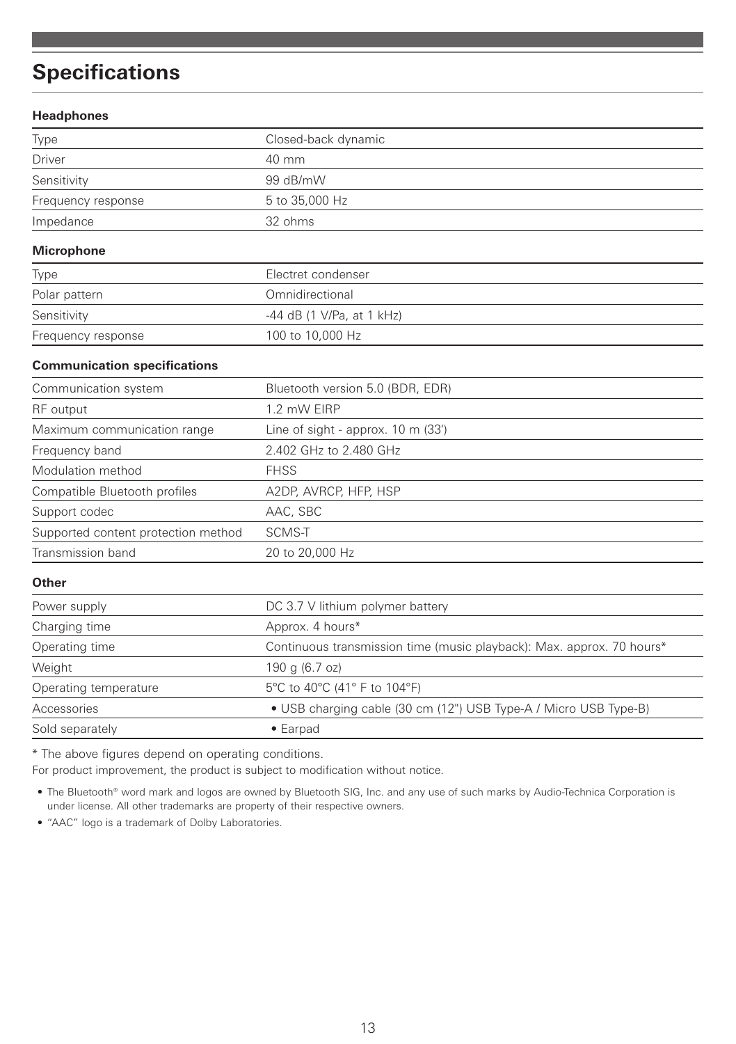# Specifications

### Headphones

| | |
|---|---|
| Type | Closed-back dynamic |
| Driver | 40 mm |
| Sensitivity | 99 dB/mW |
| Frequency response | 5 to 35,000 Hz |
| Impedance | 32 ohms |

### Microphone

| | |
|---|---|
| Type | Electret condenser |
| Polar pattern | Omnidirectional |
| Sensitivity | -44 dB (1 V/Pa, at 1 kHz) |
| Frequency response | 100 to 10,000 Hz |

### Communication specifications

| | |
|---|---|
| Communication system | Bluetooth version 5.0 (BDR, EDR) |
| RF output | 1.2 mW EIRP |
| Maximum communication range | Line of sight - approx. 10 m (33') |
| Frequency band | 2.402 GHz to 2.480 GHz |
| Modulation method | FHSS |
| Compatible Bluetooth profiles | A2DP, AVRCP, HFP, HSP |
| Support codec | AAC, SBC |
| Supported content protection method | SCMS-T |
| Transmission band | 20 to 20,000 Hz |

### Other

| | |
|---|---|
| Power supply | DC 3.7 V lithium polymer battery |
| Charging time | Approx. 4 hours* |
| Operating time | Continuous transmission time (music playback): Max. approx. 70 hours* |
| Weight | 190 g (6.7 oz) |
| Operating temperature | 5°C to 40°C (41° F to 104°F) |
| Accessories | • USB charging cable (30 cm (12") USB Type-A / Micro USB Type-B) |
| Sold separately | • Earpad |

* The above figures depend on operating conditions.

For product improvement, the product is subject to modification without notice.

- The Bluetooth® word mark and logos are owned by Bluetooth SIG, Inc. and any use of such marks by Audio-Technica Corporation is under license. All other trademarks are property of their respective owners.
- "AAC" logo is a trademark of Dolby Laboratories.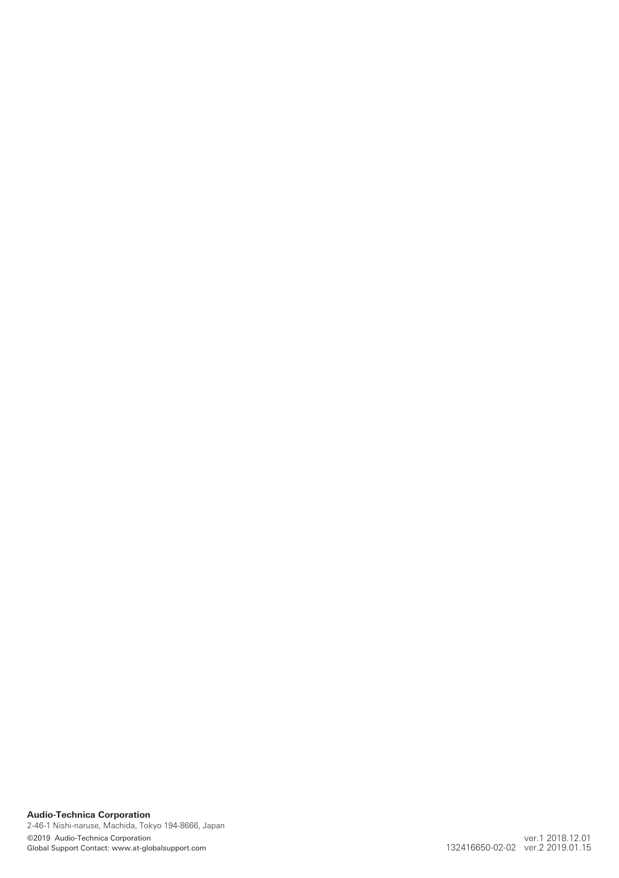**Audio-Technica Corporation**
2-46-1 Nishi-naruse, Machida, Tokyo 194-8666, Japan
©2019 Audio-Technica Corporation
Global Support Contact: www.at-globalsupport.com

ver.1 2018.12.01
132416650-02-02 ver.2 2019.01.15